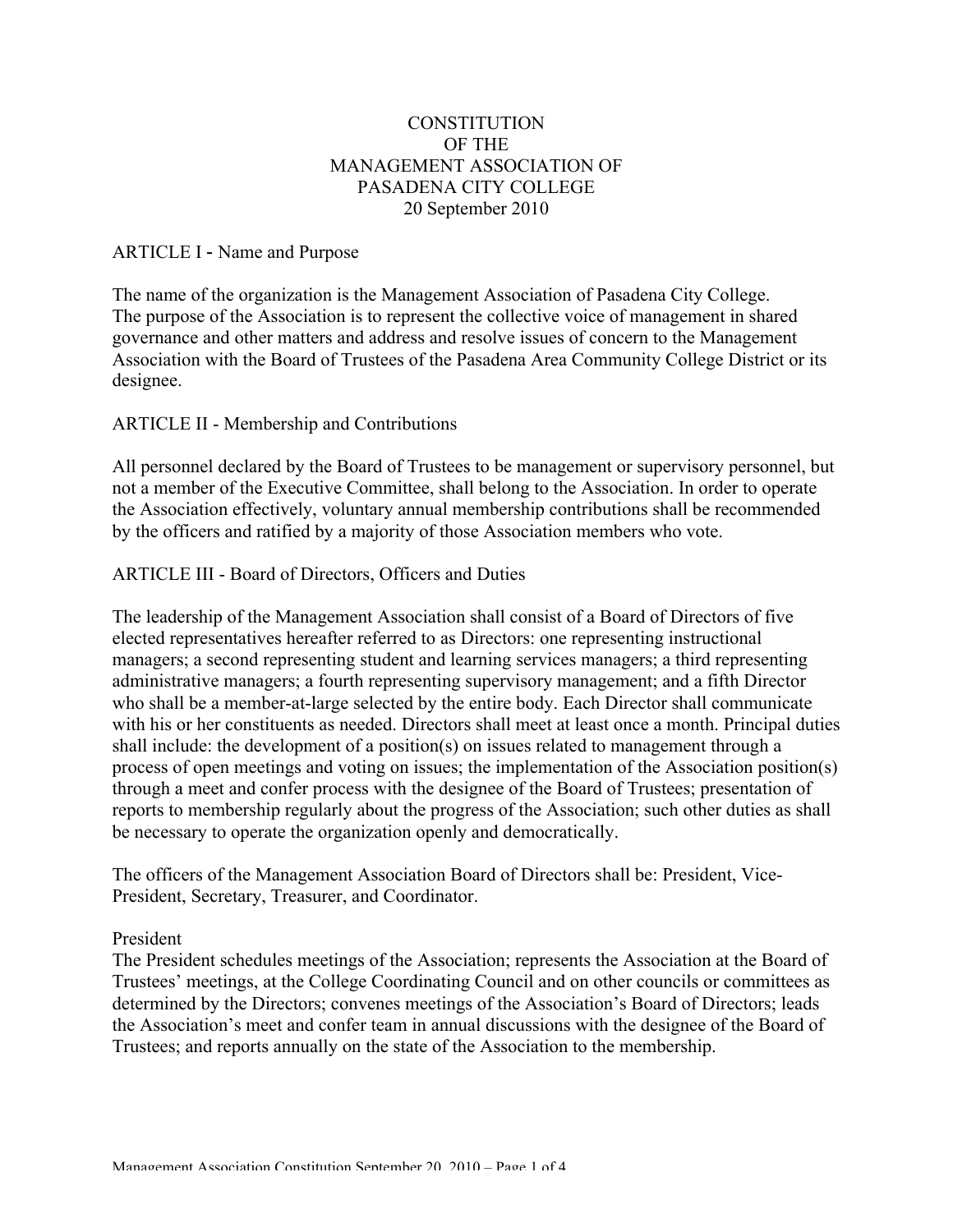# CONSTITUTION
# OF THE
# MANAGEMENT ASSOCIATION OF
# PASADENA CITY COLLEGE

20 September 2010

## ARTICLE I - Name and Purpose

The name of the organization is the Management Association of Pasadena City College. The purpose of the Association is to represent the collective voice of management in shared governance and other matters and address and resolve issues of concern to the Management Association with the Board of Trustees of the Pasadena Area Community College District or its designee.

## ARTICLE II - Membership and Contributions

All personnel declared by the Board of Trustees to be management or supervisory personnel, but not a member of the Executive Committee, shall belong to the Association. In order to operate the Association effectively, voluntary annual membership contributions shall be recommended by the officers and ratified by a majority of those Association members who vote.

## ARTICLE III - Board of Directors, Officers and Duties

The leadership of the Management Association shall consist of a Board of Directors of five elected representatives hereafter referred to as Directors: one representing instructional managers; a second representing student and learning services managers; a third representing administrative managers; a fourth representing supervisory management; and a fifth Director who shall be a member-at-large selected by the entire body. Each Director shall communicate with his or her constituents as needed. Directors shall meet at least once a month. Principal duties shall include: the development of a position(s) on issues related to management through a process of open meetings and voting on issues; the implementation of the Association position(s) through a meet and confer process with the designee of the Board of Trustees; presentation of reports to membership regularly about the progress of the Association; such other duties as shall be necessary to operate the organization openly and democratically.

The officers of the Management Association Board of Directors shall be: President, Vice-President, Secretary, Treasurer, and Coordinator.

### President

The President schedules meetings of the Association; represents the Association at the Board of Trustees' meetings, at the College Coordinating Council and on other councils or committees as determined by the Directors; convenes meetings of the Association's Board of Directors; leads the Association's meet and confer team in annual discussions with the designee of the Board of Trustees; and reports annually on the state of the Association to the membership.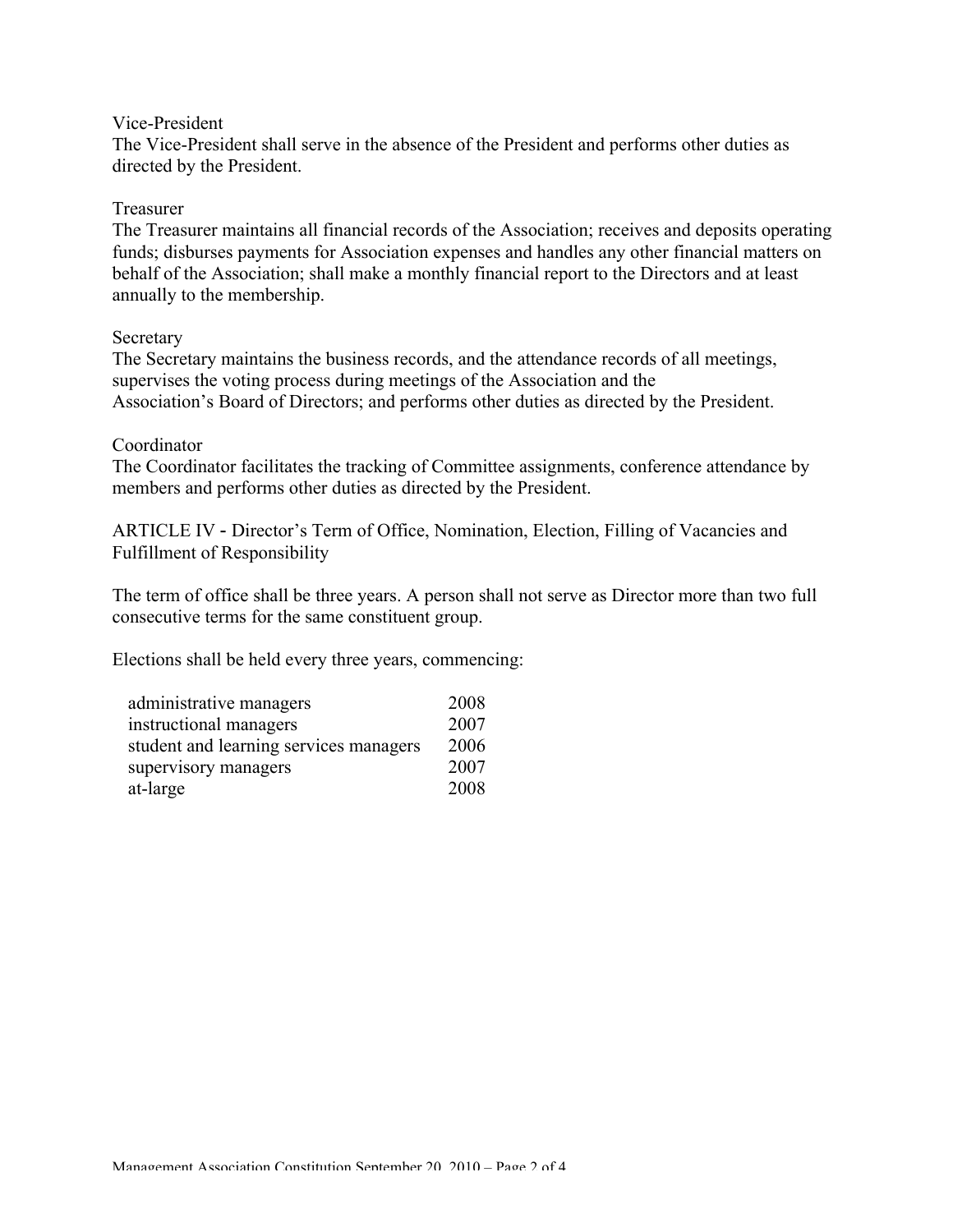Vice-President
The Vice-President shall serve in the absence of the President and performs other duties as directed by the President.

Treasurer
The Treasurer maintains all financial records of the Association; receives and deposits operating funds; disburses payments for Association expenses and handles any other financial matters on behalf of the Association; shall make a monthly financial report to the Directors and at least annually to the membership.

Secretary
The Secretary maintains the business records, and the attendance records of all meetings, supervises the voting process during meetings of the Association and the Association's Board of Directors; and performs other duties as directed by the President.

Coordinator
The Coordinator facilitates the tracking of Committee assignments, conference attendance by members and performs other duties as directed by the President.

## ARTICLE IV - Director's Term of Office, Nomination, Election, Filling of Vacancies and Fulfillment of Responsibility

The term of office shall be three years. A person shall not serve as Director more than two full consecutive terms for the same constituent group.

Elections shall be held every three years, commencing:

| | |
|---|---|
| administrative managers | 2008 |
| instructional managers | 2007 |
| student and learning services managers | 2006 |
| supervisory managers | 2007 |
| at-large | 2008 |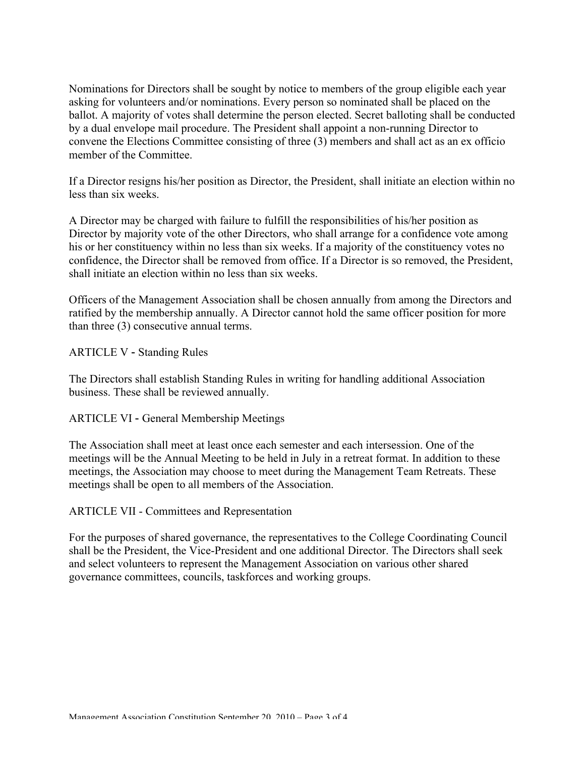Nominations for Directors shall be sought by notice to members of the group eligible each year asking for volunteers and/or nominations. Every person so nominated shall be placed on the ballot. A majority of votes shall determine the person elected. Secret balloting shall be conducted by a dual envelope mail procedure. The President shall appoint a non-running Director to convene the Elections Committee consisting of three (3) members and shall act as an ex officio member of the Committee.

If a Director resigns his/her position as Director, the President, shall initiate an election within no less than six weeks.

A Director may be charged with failure to fulfill the responsibilities of his/her position as Director by majority vote of the other Directors, who shall arrange for a confidence vote among his or her constituency within no less than six weeks. If a majority of the constituency votes no confidence, the Director shall be removed from office. If a Director is so removed, the President, shall initiate an election within no less than six weeks.

Officers of the Management Association shall be chosen annually from among the Directors and ratified by the membership annually. A Director cannot hold the same officer position for more than three (3) consecutive annual terms.

## ARTICLE V - Standing Rules

The Directors shall establish Standing Rules in writing for handling additional Association business. These shall be reviewed annually.

## ARTICLE VI - General Membership Meetings

The Association shall meet at least once each semester and each intersession. One of the meetings will be the Annual Meeting to be held in July in a retreat format. In addition to these meetings, the Association may choose to meet during the Management Team Retreats. These meetings shall be open to all members of the Association.

## ARTICLE VII - Committees and Representation

For the purposes of shared governance, the representatives to the College Coordinating Council shall be the President, the Vice-President and one additional Director. The Directors shall seek and select volunteers to represent the Management Association on various other shared governance committees, councils, taskforces and working groups.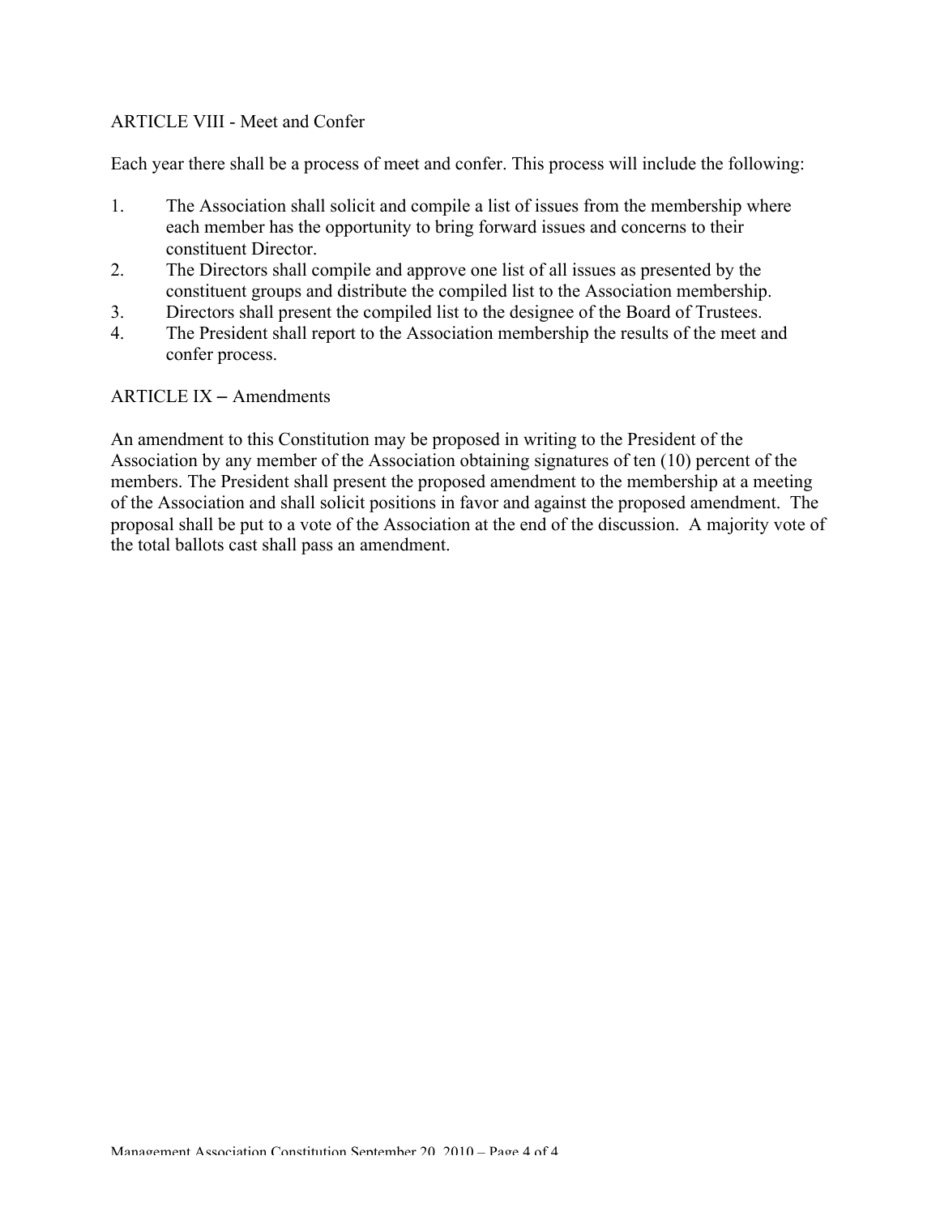## ARTICLE VIII - Meet and Confer

Each year there shall be a process of meet and confer. This process will include the following:

1. The Association shall solicit and compile a list of issues from the membership where each member has the opportunity to bring forward issues and concerns to their constituent Director.
2. The Directors shall compile and approve one list of all issues as presented by the constituent groups and distribute the compiled list to the Association membership.
3. Directors shall present the compiled list to the designee of the Board of Trustees.
4. The President shall report to the Association membership the results of the meet and confer process.

## ARTICLE IX – Amendments

An amendment to this Constitution may be proposed in writing to the President of the Association by any member of the Association obtaining signatures of ten (10) percent of the members. The President shall present the proposed amendment to the membership at a meeting of the Association and shall solicit positions in favor and against the proposed amendment. The proposal shall be put to a vote of the Association at the end of the discussion. A majority vote of the total ballots cast shall pass an amendment.